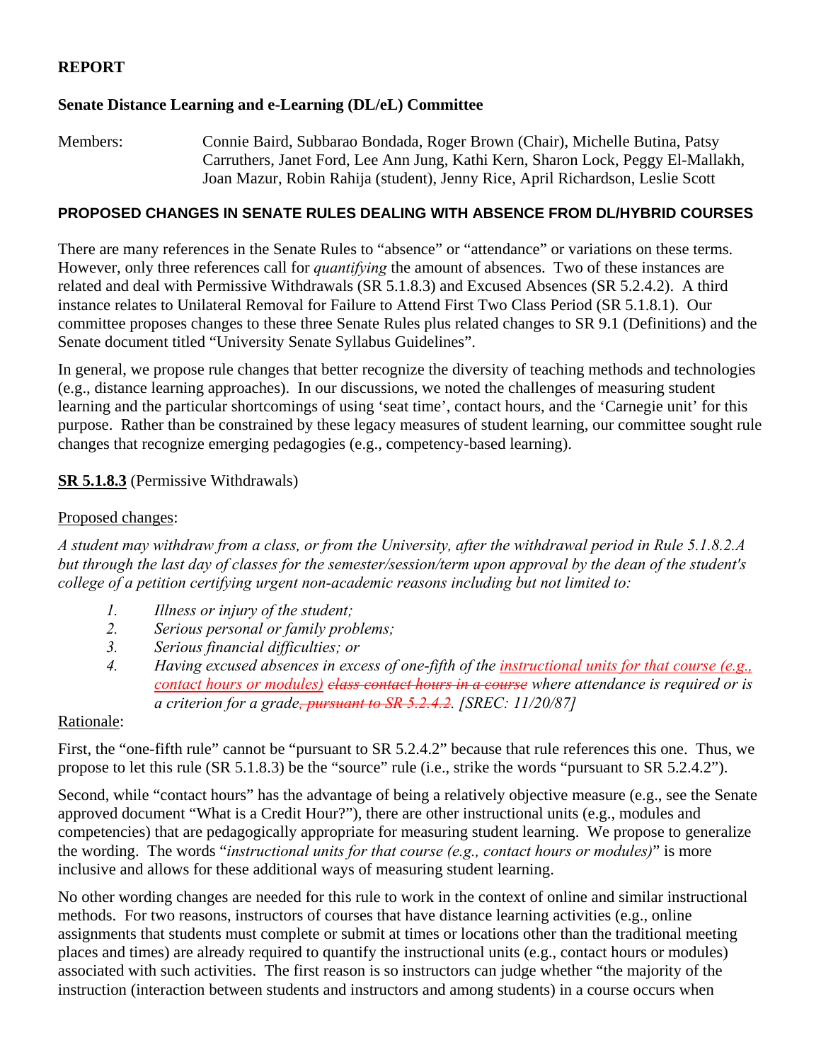**REPORT**

**Senate Distance Learning and e-Learning (DL/eL) Committee**

Members: Connie Baird, Subbarao Bondada, Roger Brown (Chair), Michelle Butina, Patsy Carruthers, Janet Ford, Lee Ann Jung, Kathi Kern, Sharon Lock, Peggy El-Mallakh, Joan Mazur, Robin Rahija (student), Jenny Rice, April Richardson, Leslie Scott

**PROPOSED CHANGES IN SENATE RULES DEALING WITH ABSENCE FROM DL/HYBRID COURSES**

There are many references in the Senate Rules to "absence" or "attendance" or variations on these terms. However, only three references call for *quantifying* the amount of absences. Two of these instances are related and deal with Permissive Withdrawals (SR 5.1.8.3) and Excused Absences (SR 5.2.4.2). A third instance relates to Unilateral Removal for Failure to Attend First Two Class Period (SR 5.1.8.1). Our committee proposes changes to these three Senate Rules plus related changes to SR 9.1 (Definitions) and the Senate document titled "University Senate Syllabus Guidelines".

In general, we propose rule changes that better recognize the diversity of teaching methods and technologies (e.g., distance learning approaches). In our discussions, we noted the challenges of measuring student learning and the particular shortcomings of using 'seat time', contact hours, and the 'Carnegie unit' for this purpose. Rather than be constrained by these legacy measures of student learning, our committee sought rule changes that recognize emerging pedagogies (e.g., competency-based learning).

**SR 5.1.8.3** (Permissive Withdrawals)

Proposed changes:

*A student may withdraw from a class, or from the University, after the withdrawal period in Rule 5.1.8.2.A but through the last day of classes for the semester/session/term upon approval by the dean of the student's college of a petition certifying urgent non-academic reasons including but not limited to:*

1. *Illness or injury of the student;*
2. *Serious personal or family problems;*
3. *Serious financial difficulties; or*
4. *Having excused absences in excess of one-fifth of the instructional units for that course (e.g., contact hours or modules) ~~class contact hours in a course~~ where attendance is required or is a criterion for a grade~~, pursuant to SR 5.2.4.2~~. [SREC: 11/20/87]*

Rationale:

First, the "one-fifth rule" cannot be "pursuant to SR 5.2.4.2" because that rule references this one. Thus, we propose to let this rule (SR 5.1.8.3) be the "source" rule (i.e., strike the words "pursuant to SR 5.2.4.2").

Second, while "contact hours" has the advantage of being a relatively objective measure (e.g., see the Senate approved document "What is a Credit Hour?"), there are other instructional units (e.g., modules and competencies) that are pedagogically appropriate for measuring student learning. We propose to generalize the wording. The words "*instructional units for that course (e.g., contact hours or modules)*" is more inclusive and allows for these additional ways of measuring student learning.

No other wording changes are needed for this rule to work in the context of online and similar instructional methods. For two reasons, instructors of courses that have distance learning activities (e.g., online assignments that students must complete or submit at times or locations other than the traditional meeting places and times) are already required to quantify the instructional units (e.g., contact hours or modules) associated with such activities. The first reason is so instructors can judge whether "the majority of the instruction (interaction between students and instructors and among students) in a course occurs when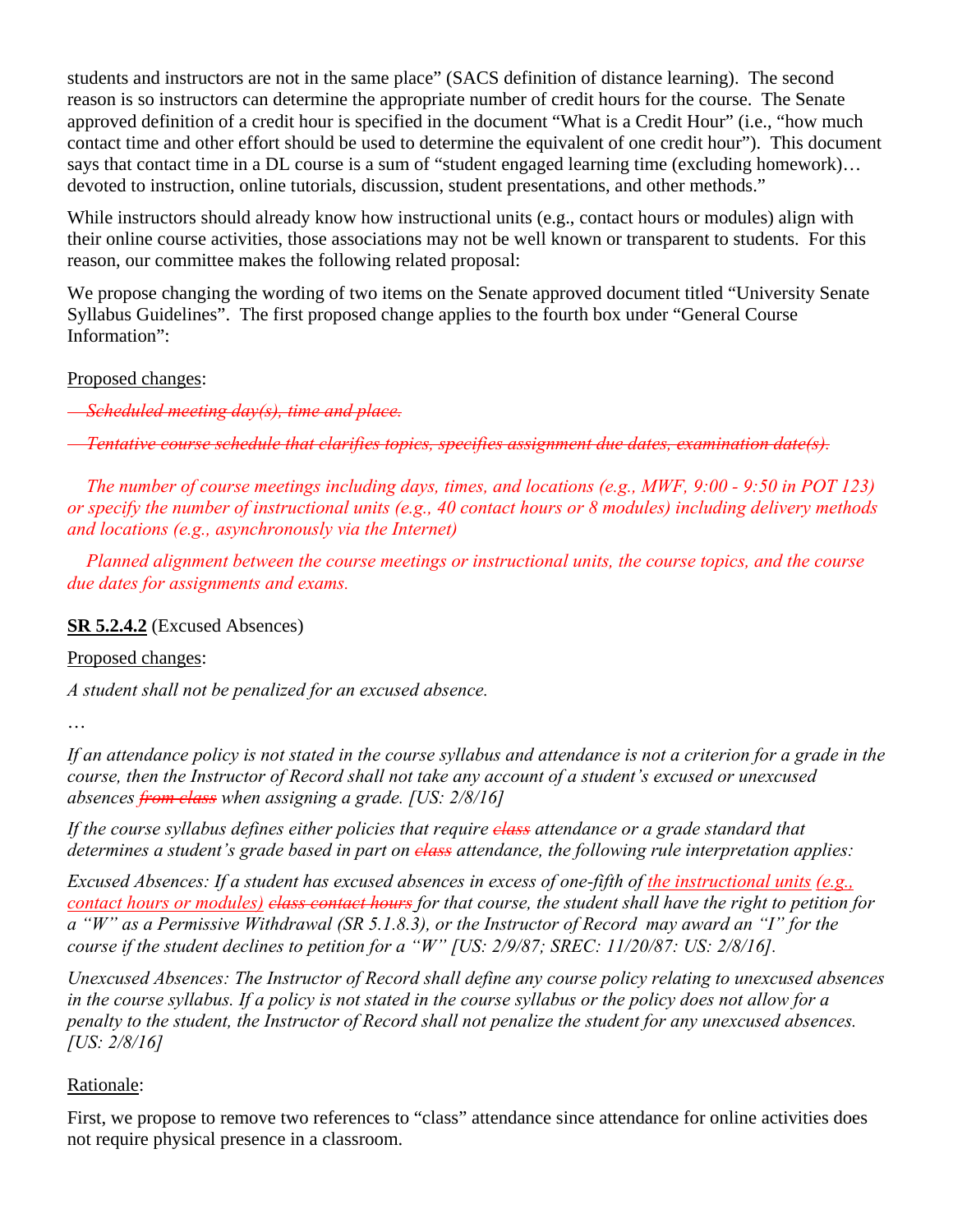students and instructors are not in the same place" (SACS definition of distance learning). The second reason is so instructors can determine the appropriate number of credit hours for the course. The Senate approved definition of a credit hour is specified in the document "What is a Credit Hour" (i.e., "how much contact time and other effort should be used to determine the equivalent of one credit hour"). This document says that contact time in a DL course is a sum of "student engaged learning time (excluding homework)… devoted to instruction, online tutorials, discussion, student presentations, and other methods."

While instructors should already know how instructional units (e.g., contact hours or modules) align with their online course activities, those associations may not be well known or transparent to students. For this reason, our committee makes the following related proposal:

We propose changing the wording of two items on the Senate approved document titled "University Senate Syllabus Guidelines". The first proposed change applies to the fourth box under "General Course Information":

Proposed changes:

~~*Scheduled meeting day(s), time and place.*~~

~~*Tentative course schedule that clarifies topics, specifies assignment due dates, examination date(s).*~~

*The number of course meetings including days, times, and locations (e.g., MWF, 9:00 - 9:50 in POT 123) or specify the number of instructional units (e.g., 40 contact hours or 8 modules) including delivery methods and locations (e.g., asynchronously via the Internet)*

*Planned alignment between the course meetings or instructional units, the course topics, and the course due dates for assignments and exams.*

**SR 5.2.4.2** (Excused Absences)

Proposed changes:

*A student shall not be penalized for an excused absence.*

…

*If an attendance policy is not stated in the course syllabus and attendance is not a criterion for a grade in the course, then the Instructor of Record shall not take any account of a student's excused or unexcused absences ~~from class~~ when assigning a grade. [US: 2/8/16]*

*If the course syllabus defines either policies that require ~~class~~ attendance or a grade standard that determines a student's grade based in part on ~~class~~ attendance, the following rule interpretation applies:*

*Excused Absences: If a student has excused absences in excess of one-fifth of the instructional units (e.g., contact hours or modules) ~~class contact hours~~ for that course, the student shall have the right to petition for a "W" as a Permissive Withdrawal (SR 5.1.8.3), or the Instructor of Record may award an "I" for the course if the student declines to petition for a "W" [US: 2/9/87; SREC: 11/20/87: US: 2/8/16].*

*Unexcused Absences: The Instructor of Record shall define any course policy relating to unexcused absences in the course syllabus. If a policy is not stated in the course syllabus or the policy does not allow for a penalty to the student, the Instructor of Record shall not penalize the student for any unexcused absences. [US: 2/8/16]*

Rationale:

First, we propose to remove two references to "class" attendance since attendance for online activities does not require physical presence in a classroom.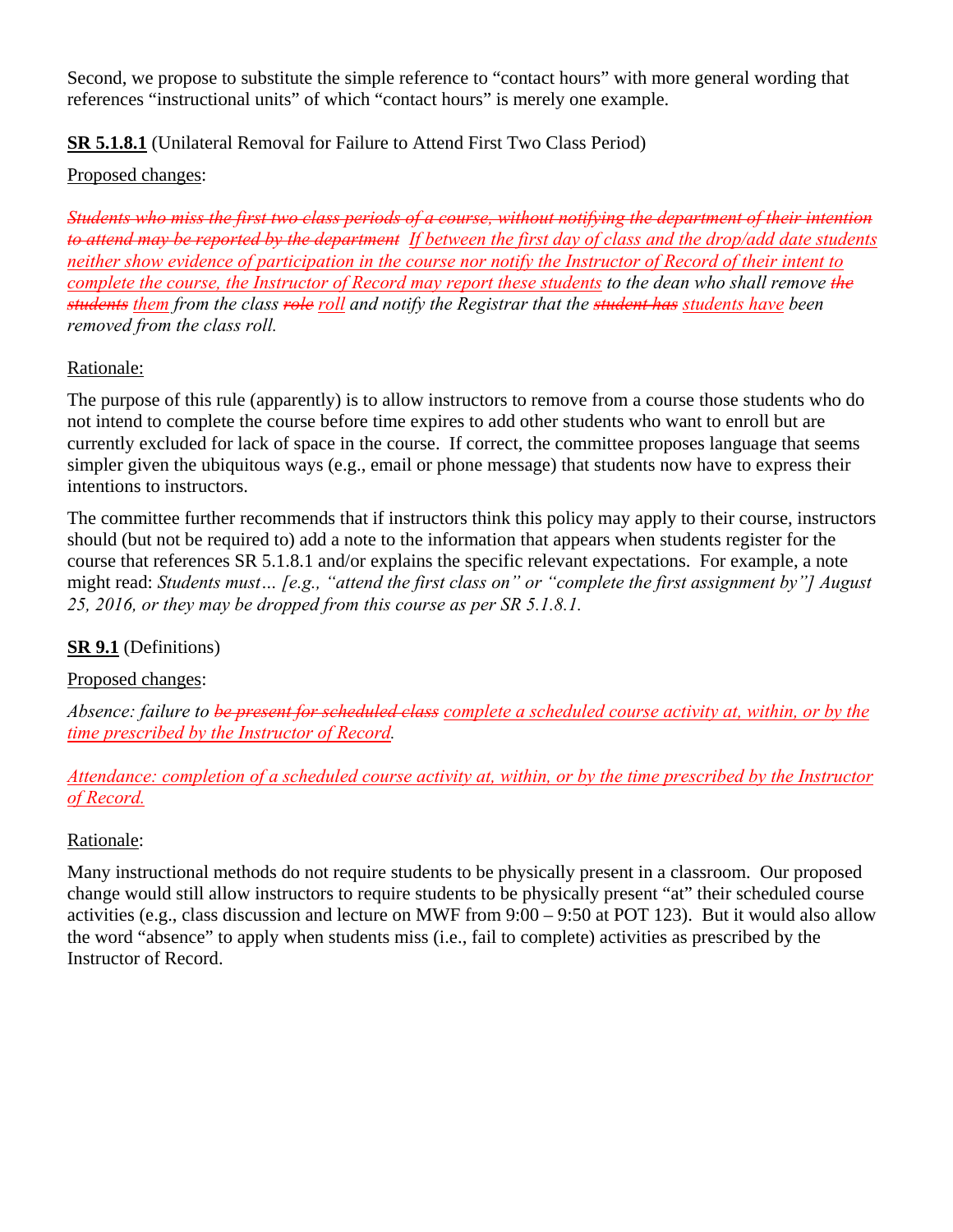Second, we propose to substitute the simple reference to "contact hours" with more general wording that references "instructional units" of which "contact hours" is merely one example.

**SR 5.1.8.1** (Unilateral Removal for Failure to Attend First Two Class Period)

Proposed changes:

*~~Students who miss the first two class periods of a course, without notifying the department of their intention to attend may be reported by the department~~ <u>If between the first day of class and the drop/add date students neither show evidence of participation in the course nor notify the Instructor of Record of their intent to complete the course, the Instructor of Record may report these students</u> to the dean who shall remove ~~the students~~ <u>them</u> from the class ~~role~~ <u>roll</u> and notify the Registrar that the ~~student has~~ <u>students have</u> been removed from the class roll.*

Rationale:

The purpose of this rule (apparently) is to allow instructors to remove from a course those students who do not intend to complete the course before time expires to add other students who want to enroll but are currently excluded for lack of space in the course. If correct, the committee proposes language that seems simpler given the ubiquitous ways (e.g., email or phone message) that students now have to express their intentions to instructors.

The committee further recommends that if instructors think this policy may apply to their course, instructors should (but not be required to) add a note to the information that appears when students register for the course that references SR 5.1.8.1 and/or explains the specific relevant expectations. For example, a note might read: *Students must… [e.g., "attend the first class on" or "complete the first assignment by"] August 25, 2016, or they may be dropped from this course as per SR 5.1.8.1.*

**SR 9.1** (Definitions)

Proposed changes:

*Absence: failure to ~~be present for scheduled class~~ <u>complete a scheduled course activity at, within, or by the time prescribed by the Instructor of Record</u>.*

*<u>Attendance: completion of a scheduled course activity at, within, or by the time prescribed by the Instructor of Record.</u>*

Rationale:

Many instructional methods do not require students to be physically present in a classroom. Our proposed change would still allow instructors to require students to be physically present "at" their scheduled course activities (e.g., class discussion and lecture on MWF from 9:00 – 9:50 at POT 123). But it would also allow the word "absence" to apply when students miss (i.e., fail to complete) activities as prescribed by the Instructor of Record.